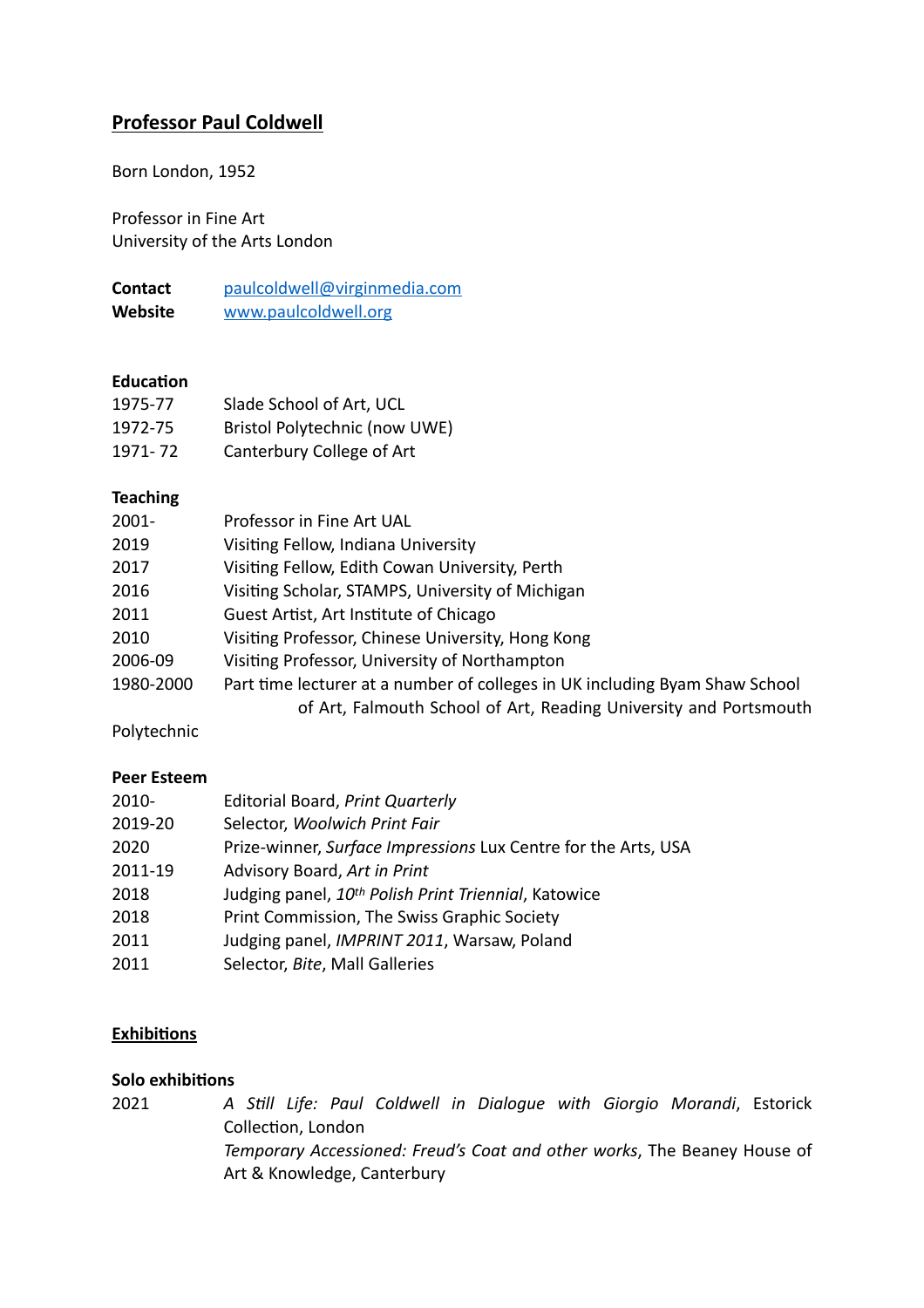# Professor Paul Coldwell

Born London, 1952

Professor in Fine Art
University of the Arts London

**Contact** paulcoldwell@virginmedia.com
**Website** www.paulcoldwell.org

### Education

| | |
|---|---|
| 1975-77 | Slade School of Art, UCL |
| 1972-75 | Bristol Polytechnic (now UWE) |
| 1971- 72 | Canterbury College of Art |

### Teaching

| | |
|---|---|
| 2001- | Professor in Fine Art UAL |
| 2019 | Visiting Fellow, Indiana University |
| 2017 | Visiting Fellow, Edith Cowan University, Perth |
| 2016 | Visiting Scholar, STAMPS, University of Michigan |
| 2011 | Guest Artist, Art Institute of Chicago |
| 2010 | Visiting Professor, Chinese University, Hong Kong |
| 2006-09 | Visiting Professor, University of Northampton |
| 1980-2000 | Part time lecturer at a number of colleges in UK including Byam Shaw School of Art, Falmouth School of Art, Reading University and Portsmouth Polytechnic |

### Peer Esteem

| | |
|---|---|
| 2010- | Editorial Board, *Print Quarterly* |
| 2019-20 | Selector, *Woolwich Print Fair* |
| 2020 | Prize-winner, *Surface Impressions* Lux Centre for the Arts, USA |
| 2011-19 | Advisory Board, *Art in Print* |
| 2018 | Judging panel, *10th Polish Print Triennial*, Katowice |
| 2018 | Print Commission, The Swiss Graphic Society |
| 2011 | Judging panel, *IMPRINT 2011*, Warsaw, Poland |
| 2011 | Selector, *Bite*, Mall Galleries |

## Exhibitions

### Solo exhibitions

| | |
|---|---|
| 2021 | *A Still Life: Paul Coldwell in Dialogue with Giorgio Morandi*, Estorick Collection, London |
| | *Temporary Accessioned: Freud's Coat and other works*, The Beaney House of Art & Knowledge, Canterbury |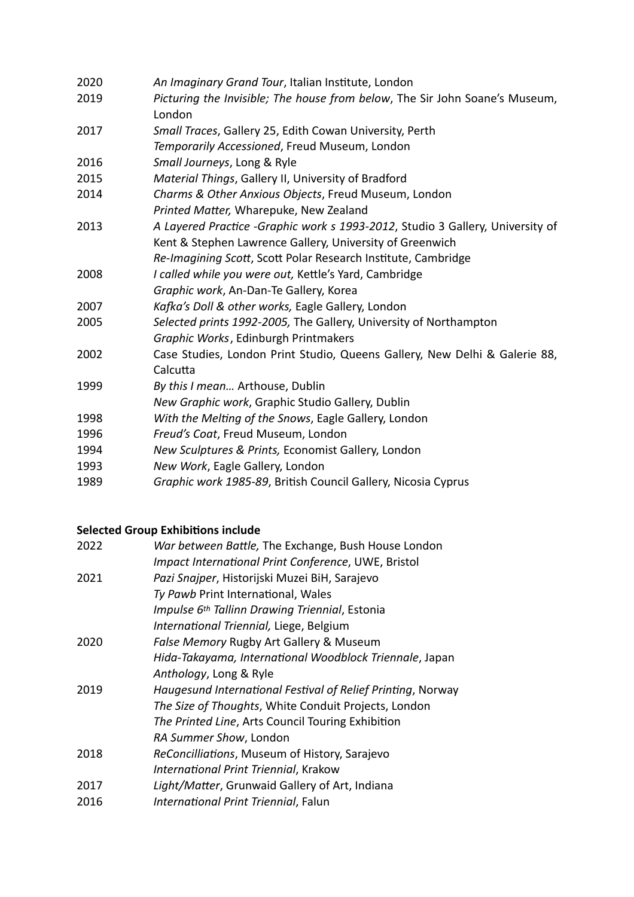2020 *An Imaginary Grand Tour*, Italian Institute, London
2019 *Picturing the Invisible; The house from below*, The Sir John Soane's Museum, London
2017 *Small Traces*, Gallery 25, Edith Cowan University, Perth
*Temporarily Accessioned*, Freud Museum, London
2016 *Small Journeys*, Long & Ryle
2015 *Material Things*, Gallery II, University of Bradford
2014 *Charms & Other Anxious Objects*, Freud Museum, London
*Printed Matter,* Wharepuke, New Zealand
2013 *A Layered Practice -Graphic work s 1993-2012*, Studio 3 Gallery, University of Kent & Stephen Lawrence Gallery, University of Greenwich
*Re-Imagining Scott*, Scott Polar Research Institute, Cambridge
2008 *I called while you were out,* Kettle's Yard, Cambridge
*Graphic work*, An-Dan-Te Gallery, Korea
2007 *Kafka's Doll & other works,* Eagle Gallery, London
2005 *Selected prints 1992-2005,* The Gallery, University of Northampton
*Graphic Works*, Edinburgh Printmakers
2002 Case Studies, London Print Studio, Queens Gallery, New Delhi & Galerie 88, Calcutta
1999 *By this I mean…* Arthouse, Dublin
*New Graphic work*, Graphic Studio Gallery, Dublin
1998 *With the Melting of the Snows*, Eagle Gallery, London
1996 *Freud's Coat*, Freud Museum, London
1994 *New Sculptures & Prints,* Economist Gallery, London
1993 *New Work*, Eagle Gallery, London
1989 *Graphic work 1985-89*, British Council Gallery, Nicosia Cyprus

**Selected Group Exhibitions include**

2022 *War between Battle,* The Exchange, Bush House London
*Impact International Print Conference*, UWE, Bristol
2021 *Pazi Snajper*, Historijski Muzei BiH, Sarajevo
*Ty Pawb* Print International, Wales
*Impulse 6th Tallinn Drawing Triennial*, Estonia
*International Triennial,* Liege, Belgium
2020 *False Memory* Rugby Art Gallery & Museum
*Hida-Takayama, International Woodblock Triennale*, Japan
*Anthology*, Long & Ryle
2019 *Haugesund International Festival of Relief Printing*, Norway
*The Size of Thoughts*, White Conduit Projects, London
*The Printed Line*, Arts Council Touring Exhibition
*RA Summer Show*, London
2018 *ReConcilliations*, Museum of History, Sarajevo
*International Print Triennial*, Krakow
2017 *Light/Matter*, Grunwaid Gallery of Art, Indiana
2016 *International Print Triennial*, Falun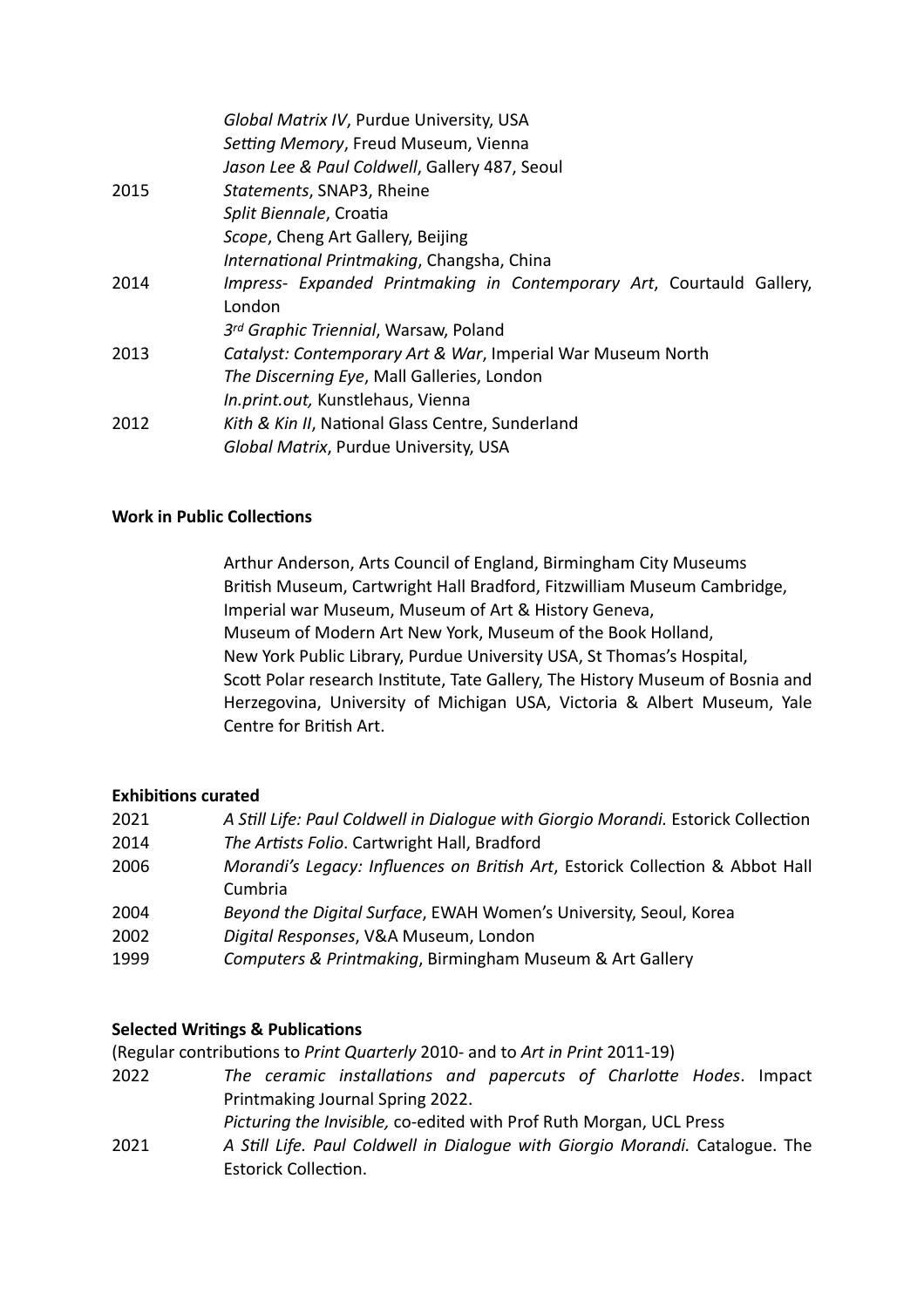| | |
|---|---|
| | *Global Matrix IV*, Purdue University, USA |
| | *Setting Memory*, Freud Museum, Vienna |
| | *Jason Lee & Paul Coldwell*, Gallery 487, Seoul |
| 2015 | *Statements*, SNAP3, Rheine |
| | *Split Biennale*, Croatia |
| | *Scope*, Cheng Art Gallery, Beijing |
| | *International Printmaking*, Changsha, China |
| 2014 | *Impress- Expanded Printmaking in Contemporary Art*, Courtauld Gallery, London |
| | *3rd Graphic Triennial*, Warsaw, Poland |
| 2013 | *Catalyst: Contemporary Art & War*, Imperial War Museum North |
| | *The Discerning Eye*, Mall Galleries, London |
| | *In.print.out,* Kunstlehaus, Vienna |
| 2012 | *Kith & Kin II*, National Glass Centre, Sunderland |
| | *Global Matrix*, Purdue University, USA |

**Work in Public Collections**

Arthur Anderson, Arts Council of England, Birmingham City Museums British Museum, Cartwright Hall Bradford, Fitzwilliam Museum Cambridge, Imperial war Museum, Museum of Art & History Geneva, Museum of Modern Art New York, Museum of the Book Holland, New York Public Library, Purdue University USA, St Thomas's Hospital, Scott Polar research Institute, Tate Gallery, The History Museum of Bosnia and Herzegovina, University of Michigan USA, Victoria & Albert Museum, Yale Centre for British Art.

**Exhibitions curated**

| | |
|---|---|
| 2021 | *A Still Life: Paul Coldwell in Dialogue with Giorgio Morandi.* Estorick Collection |
| 2014 | *The Artists Folio*. Cartwright Hall, Bradford |
| 2006 | *Morandi's Legacy: Influences on British Art*, Estorick Collection & Abbot Hall Cumbria |
| 2004 | *Beyond the Digital Surface*, EWAH Women's University, Seoul, Korea |
| 2002 | *Digital Responses*, V&A Museum, London |
| 1999 | *Computers & Printmaking*, Birmingham Museum & Art Gallery |

**Selected Writings & Publications**

(Regular contributions to *Print Quarterly* 2010- and to *Art in Print* 2011-19)

| | |
|---|---|
| 2022 | *The ceramic installations and papercuts of Charlotte Hodes*. Impact Printmaking Journal Spring 2022. |
| | *Picturing the Invisible,* co-edited with Prof Ruth Morgan, UCL Press |
| 2021 | *A Still Life. Paul Coldwell in Dialogue with Giorgio Morandi.* Catalogue. The Estorick Collection. |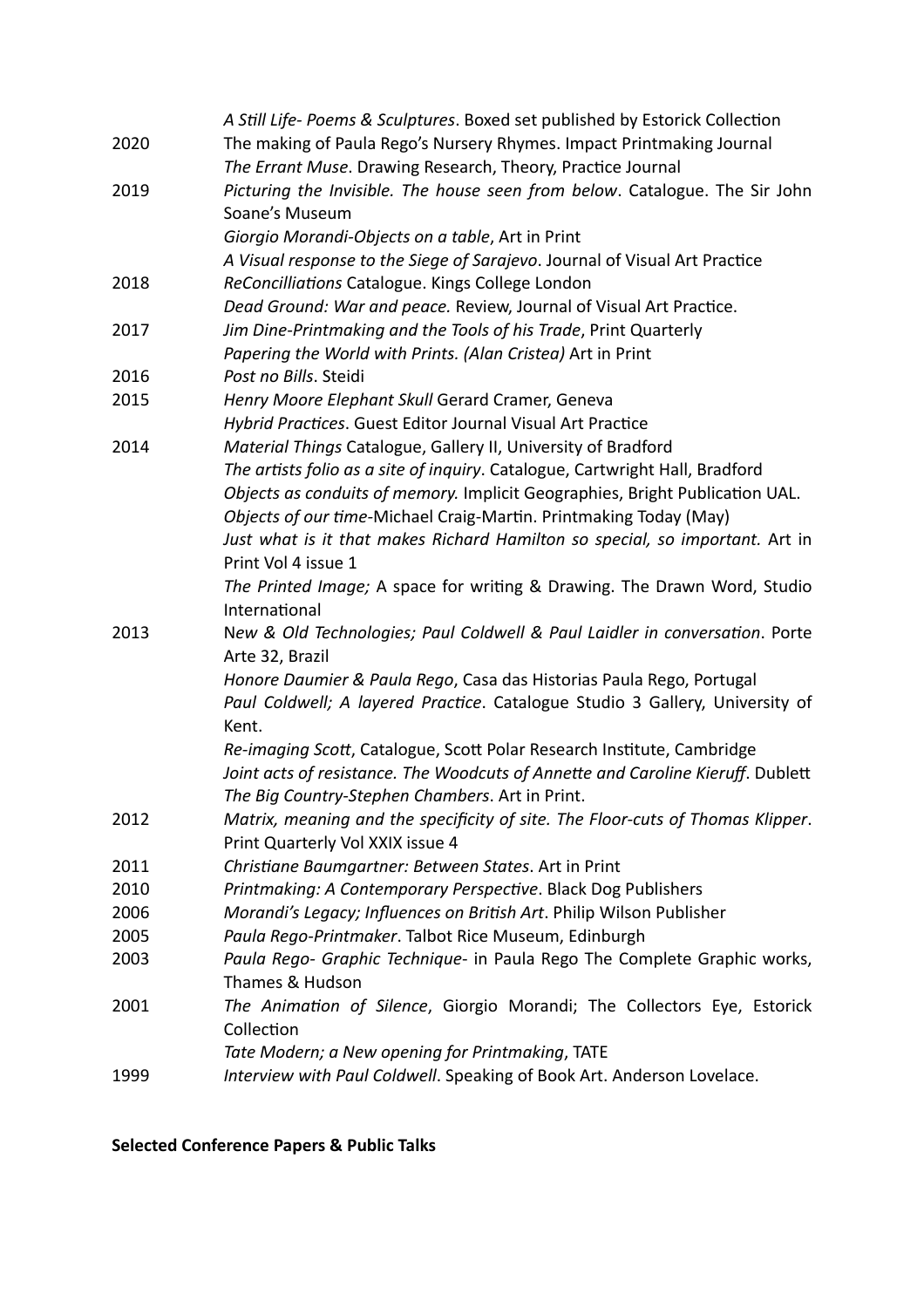| | |
|---|---|
| | *A Still Life- Poems & Sculptures*. Boxed set published by Estorick Collection |
| 2020 | The making of Paula Rego's Nursery Rhymes. Impact Printmaking Journal |
| | *The Errant Muse*. Drawing Research, Theory, Practice Journal |
| 2019 | *Picturing the Invisible. The house seen from below*. Catalogue. The Sir John Soane's Museum |
| | *Giorgio Morandi-Objects on a table*, Art in Print |
| | *A Visual response to the Siege of Sarajevo*. Journal of Visual Art Practice |
| 2018 | *ReConcilliations* Catalogue. Kings College London |
| | *Dead Ground: War and peace.* Review, Journal of Visual Art Practice. |
| 2017 | *Jim Dine-Printmaking and the Tools of his Trade*, Print Quarterly |
| | *Papering the World with Prints. (Alan Cristea)* Art in Print |
| 2016 | *Post no Bills*. Steidi |
| 2015 | *Henry Moore Elephant Skull* Gerard Cramer, Geneva |
| | *Hybrid Practices*. Guest Editor Journal Visual Art Practice |
| 2014 | *Material Things* Catalogue, Gallery II, University of Bradford |
| | *The artists folio as a site of inquiry*. Catalogue, Cartwright Hall, Bradford |
| | *Objects as conduits of memory.* Implicit Geographies, Bright Publication UAL. |
| | *Objects of our time*-Michael Craig-Martin. Printmaking Today (May) |
| | *Just what is it that makes Richard Hamilton so special, so important.* Art in Print Vol 4 issue 1 |
| | *The Printed Image;* A space for writing & Drawing. The Drawn Word, Studio International |
| 2013 | N*ew & Old Technologies; Paul Coldwell & Paul Laidler in conversation*. Porte Arte 32, Brazil |
| | *Honore Daumier & Paula Rego*, Casa das Historias Paula Rego, Portugal |
| | *Paul Coldwell; A layered Practice*. Catalogue Studio 3 Gallery, University of Kent. |
| | *Re-imaging Scott*, Catalogue, Scott Polar Research Institute, Cambridge |
| | *Joint acts of resistance. The Woodcuts of Annette and Caroline Kieruff*. Dublett |
| | *The Big Country-Stephen Chambers*. Art in Print. |
| 2012 | *Matrix, meaning and the specificity of site. The Floor-cuts of Thomas Klipper*. Print Quarterly Vol XXIX issue 4 |
| 2011 | *Christiane Baumgartner: Between States*. Art in Print |
| 2010 | *Printmaking: A Contemporary Perspective*. Black Dog Publishers |
| 2006 | *Morandi's Legacy; Influences on British Art*. Philip Wilson Publisher |
| 2005 | *Paula Rego-Printmaker*. Talbot Rice Museum, Edinburgh |
| 2003 | *Paula Rego- Graphic Technique-* in Paula Rego The Complete Graphic works, Thames & Hudson |
| 2001 | *The Animation of Silence*, Giorgio Morandi; The Collectors Eye, Estorick Collection |
| | *Tate Modern; a New opening for Printmaking*, TATE |
| 1999 | *Interview with Paul Coldwell*. Speaking of Book Art. Anderson Lovelace. |

**Selected Conference Papers & Public Talks**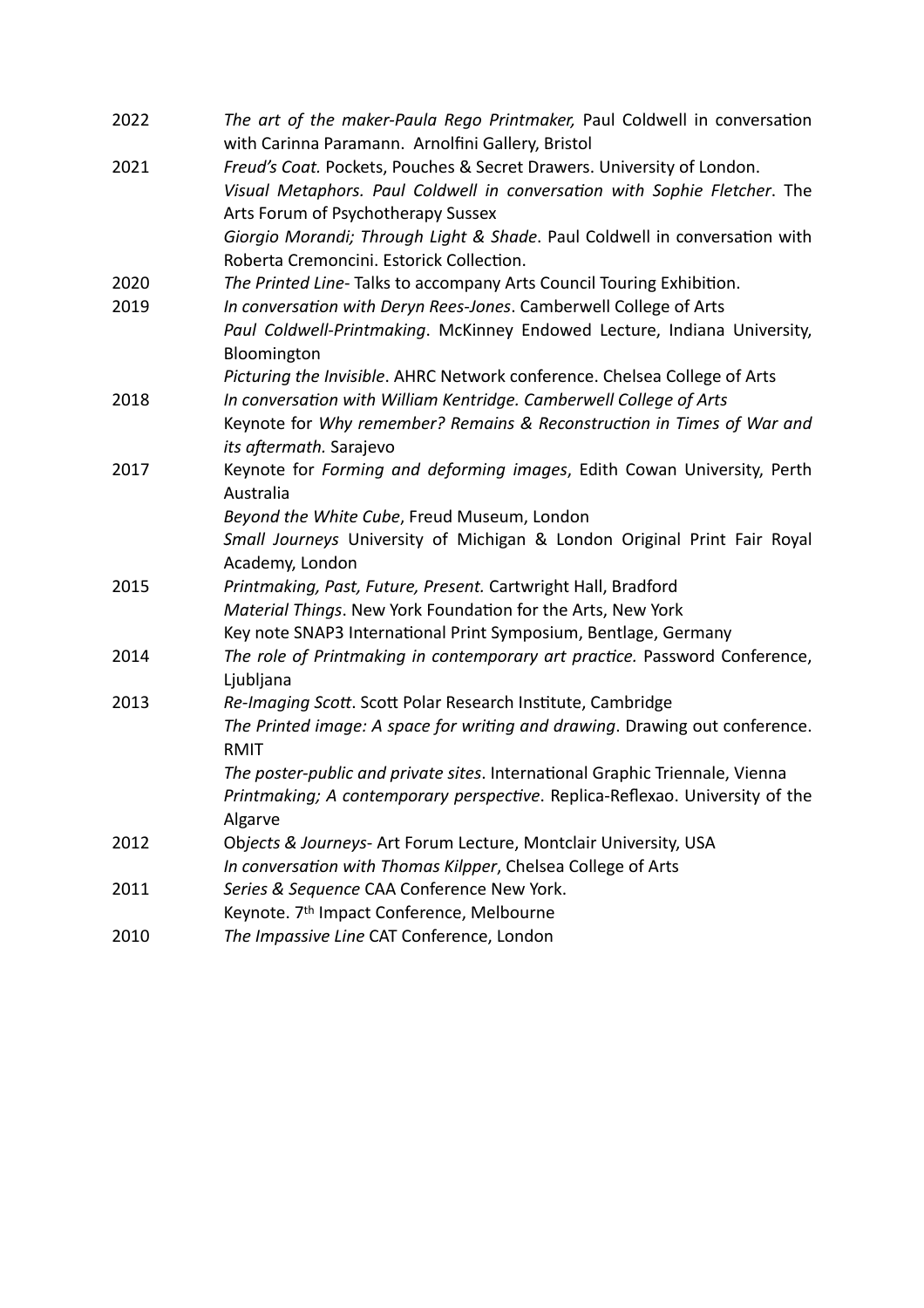| | |
|---|---|
| 2022 | *The art of the maker-Paula Rego Printmaker,* Paul Coldwell in conversation with Carinna Paramann. Arnolfini Gallery, Bristol |
| 2021 | *Freud's Coat.* Pockets, Pouches & Secret Drawers. University of London. |
| | *Visual Metaphors. Paul Coldwell in conversation with Sophie Fletcher*. The Arts Forum of Psychotherapy Sussex |
| | *Giorgio Morandi; Through Light & Shade*. Paul Coldwell in conversation with Roberta Cremoncini. Estorick Collection. |
| 2020 | *The Printed Line-* Talks to accompany Arts Council Touring Exhibition. |
| 2019 | *In conversation with Deryn Rees-Jones*. Camberwell College of Arts |
| | *Paul Coldwell-Printmaking*. McKinney Endowed Lecture, Indiana University, Bloomington |
| | *Picturing the Invisible*. AHRC Network conference. Chelsea College of Arts |
| 2018 | *In conversation with William Kentridge. Camberwell College of Arts* |
| | Keynote for *Why remember? Remains & Reconstruction in Times of War and its aftermath.* Sarajevo |
| 2017 | Keynote for *Forming and deforming images*, Edith Cowan University, Perth Australia |
| | *Beyond the White Cube*, Freud Museum, London |
| | *Small Journeys* University of Michigan & London Original Print Fair Royal Academy, London |
| 2015 | *Printmaking, Past, Future, Present.* Cartwright Hall, Bradford |
| | *Material Things*. New York Foundation for the Arts, New York |
| | Key note SNAP3 International Print Symposium, Bentlage, Germany |
| 2014 | *The role of Printmaking in contemporary art practice.* Password Conference, Ljubljana |
| 2013 | *Re-Imaging Scott*. Scott Polar Research Institute, Cambridge |
| | *The Printed image: A space for writing and drawing*. Drawing out conference. RMIT |
| | *The poster-public and private sites*. International Graphic Triennale, Vienna |
| | *Printmaking; A contemporary perspective*. Replica-Reflexao. University of the Algarve |
| 2012 | Ob*jects & Journeys-* Art Forum Lecture, Montclair University, USA |
| | *In conversation with Thomas Kilpper*, Chelsea College of Arts |
| 2011 | *Series & Sequence* CAA Conference New York. |
| | Keynote. 7th Impact Conference, Melbourne |
| 2010 | *The Impassive Line* CAT Conference, London |